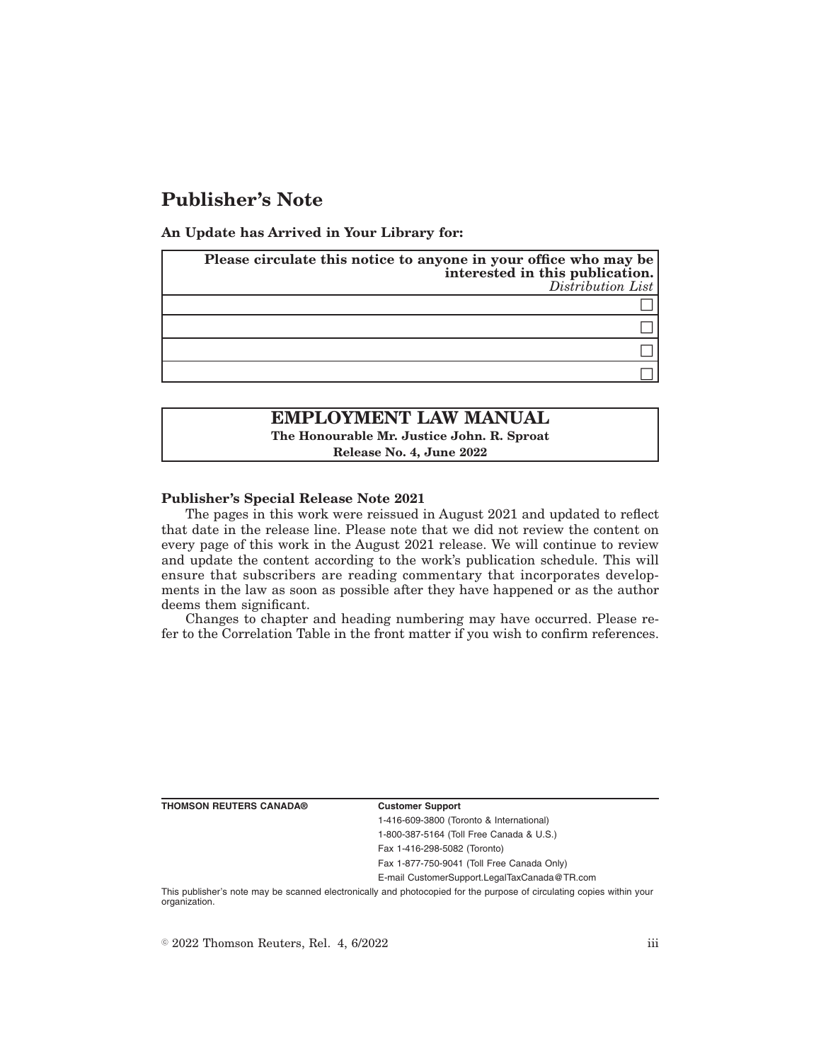# Publisher's Note

**An Update has Arrived in Your Library for:**

| **Please circulate this notice to anyone in your office who may be interested in this publication.** *Distribution List* |
|---|
| ☐ |
| ☐ |
| ☐ |
| ☐ |

| **EMPLOYMENT LAW MANUAL** |
|---|
| **The Honourable Mr. Justice John. R. Sproat** |
| **Release No. 4, June 2022** |

**Publisher's Special Release Note 2021**

The pages in this work were reissued in August 2021 and updated to reflect that date in the release line. Please note that we did not review the content on every page of this work in the August 2021 release. We will continue to review and update the content according to the work's publication schedule. This will ensure that subscribers are reading commentary that incorporates developments in the law as soon as possible after they have happened or as the author deems them significant.

Changes to chapter and heading numbering may have occurred. Please refer to the Correlation Table in the front matter if you wish to confirm references.

**THOMSON REUTERS CANADA®**

**Customer Support**

1-416-609-3800 (Toronto & International)

1-800-387-5164 (Toll Free Canada & U.S.)

Fax 1-416-298-5082 (Toronto)

Fax 1-877-750-9041 (Toll Free Canada Only)

E-mail CustomerSupport.LegalTaxCanada@TR.com

This publisher's note may be scanned electronically and photocopied for the purpose of circulating copies within your organization.

© 2022 Thomson Reuters, Rel. 4, 6/2022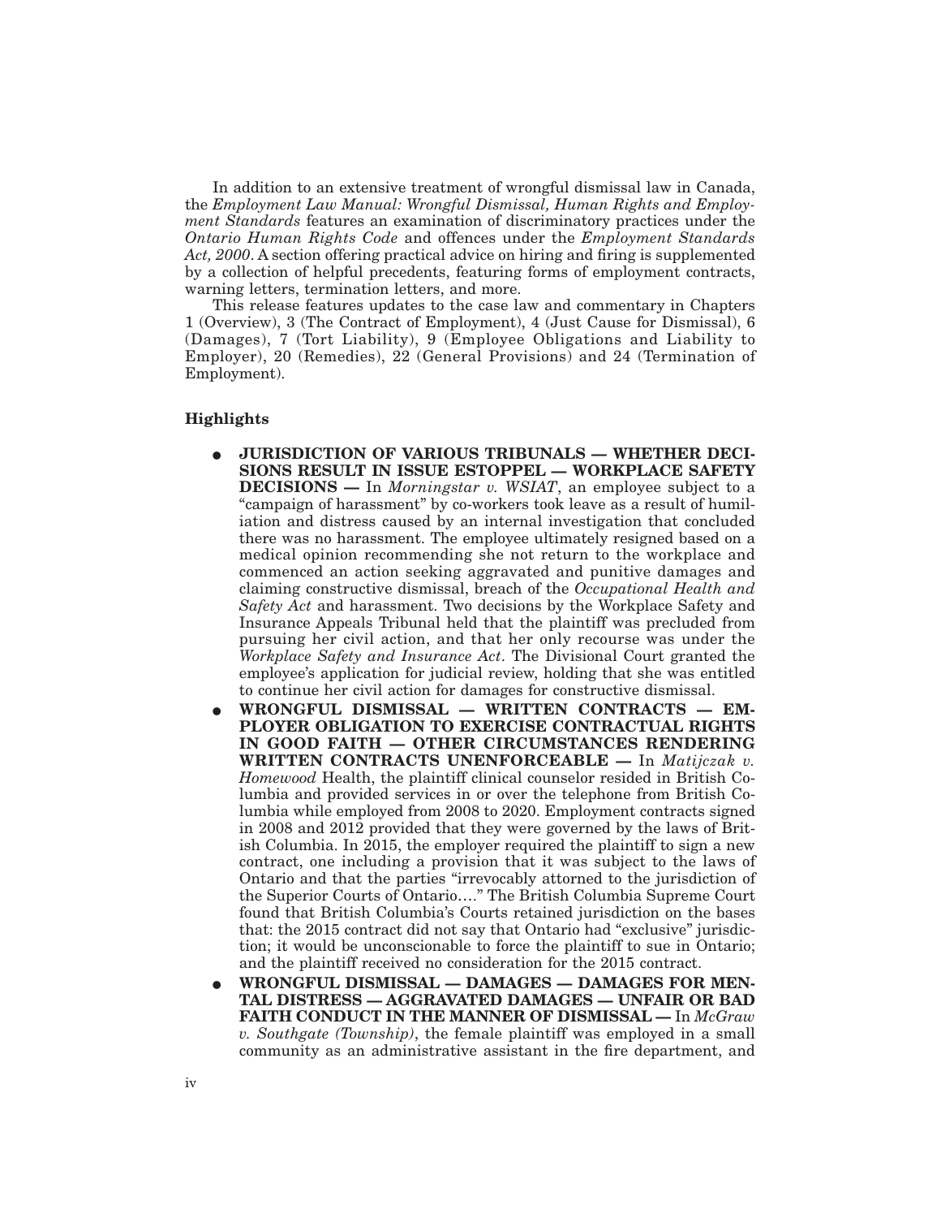In addition to an extensive treatment of wrongful dismissal law in Canada, the *Employment Law Manual: Wrongful Dismissal, Human Rights and Employment Standards* features an examination of discriminatory practices under the *Ontario Human Rights Code* and offences under the *Employment Standards Act, 2000*. A section offering practical advice on hiring and firing is supplemented by a collection of helpful precedents, featuring forms of employment contracts, warning letters, termination letters, and more.

This release features updates to the case law and commentary in Chapters 1 (Overview), 3 (The Contract of Employment), 4 (Just Cause for Dismissal), 6 (Damages), 7 (Tort Liability), 9 (Employee Obligations and Liability to Employer), 20 (Remedies), 22 (General Provisions) and 24 (Termination of Employment).

### Highlights

- **JURISDICTION OF VARIOUS TRIBUNALS — WHETHER DECISIONS RESULT IN ISSUE ESTOPPEL — WORKPLACE SAFETY DECISIONS —** In *Morningstar v. WSIAT*, an employee subject to a "campaign of harassment" by co-workers took leave as a result of humiliation and distress caused by an internal investigation that concluded there was no harassment. The employee ultimately resigned based on a medical opinion recommending she not return to the workplace and commenced an action seeking aggravated and punitive damages and claiming constructive dismissal, breach of the *Occupational Health and Safety Act* and harassment. Two decisions by the Workplace Safety and Insurance Appeals Tribunal held that the plaintiff was precluded from pursuing her civil action, and that her only recourse was under the *Workplace Safety and Insurance Act*. The Divisional Court granted the employee's application for judicial review, holding that she was entitled to continue her civil action for damages for constructive dismissal.
- **WRONGFUL DISMISSAL — WRITTEN CONTRACTS — EMPLOYER OBLIGATION TO EXERCISE CONTRACTUAL RIGHTS IN GOOD FAITH — OTHER CIRCUMSTANCES RENDERING WRITTEN CONTRACTS UNENFORCEABLE —** In *Matijczak v. Homewood* Health, the plaintiff clinical counselor resided in British Columbia and provided services in or over the telephone from British Columbia while employed from 2008 to 2020. Employment contracts signed in 2008 and 2012 provided that they were governed by the laws of British Columbia. In 2015, the employer required the plaintiff to sign a new contract, one including a provision that it was subject to the laws of Ontario and that the parties "irrevocably attorned to the jurisdiction of the Superior Courts of Ontario…." The British Columbia Supreme Court found that British Columbia's Courts retained jurisdiction on the bases that: the 2015 contract did not say that Ontario had "exclusive" jurisdiction; it would be unconscionable to force the plaintiff to sue in Ontario; and the plaintiff received no consideration for the 2015 contract.
- **WRONGFUL DISMISSAL — DAMAGES — DAMAGES FOR MENTAL DISTRESS — AGGRAVATED DAMAGES — UNFAIR OR BAD FAITH CONDUCT IN THE MANNER OF DISMISSAL —** In *McGraw v. Southgate (Township)*, the female plaintiff was employed in a small community as an administrative assistant in the fire department, and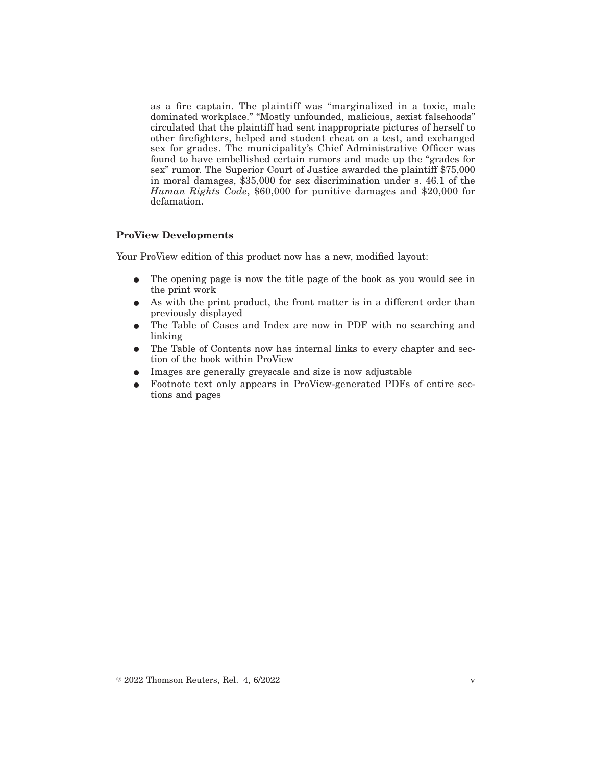as a fire captain. The plaintiff was "marginalized in a toxic, male dominated workplace." "Mostly unfounded, malicious, sexist falsehoods" circulated that the plaintiff had sent inappropriate pictures of herself to other firefighters, helped and student cheat on a test, and exchanged sex for grades. The municipality's Chief Administrative Officer was found to have embellished certain rumors and made up the "grades for sex" rumor. The Superior Court of Justice awarded the plaintiff $75,000 in moral damages, $35,000 for sex discrimination under s. 46.1 of the *Human Rights Code*, $60,000 for punitive damages and $20,000 for defamation.

**ProView Developments**

Your ProView edition of this product now has a new, modified layout:

- The opening page is now the title page of the book as you would see in the print work
- As with the print product, the front matter is in a different order than previously displayed
- The Table of Cases and Index are now in PDF with no searching and linking
- The Table of Contents now has internal links to every chapter and section of the book within ProView
- Images are generally greyscale and size is now adjustable
- Footnote text only appears in ProView-generated PDFs of entire sections and pages